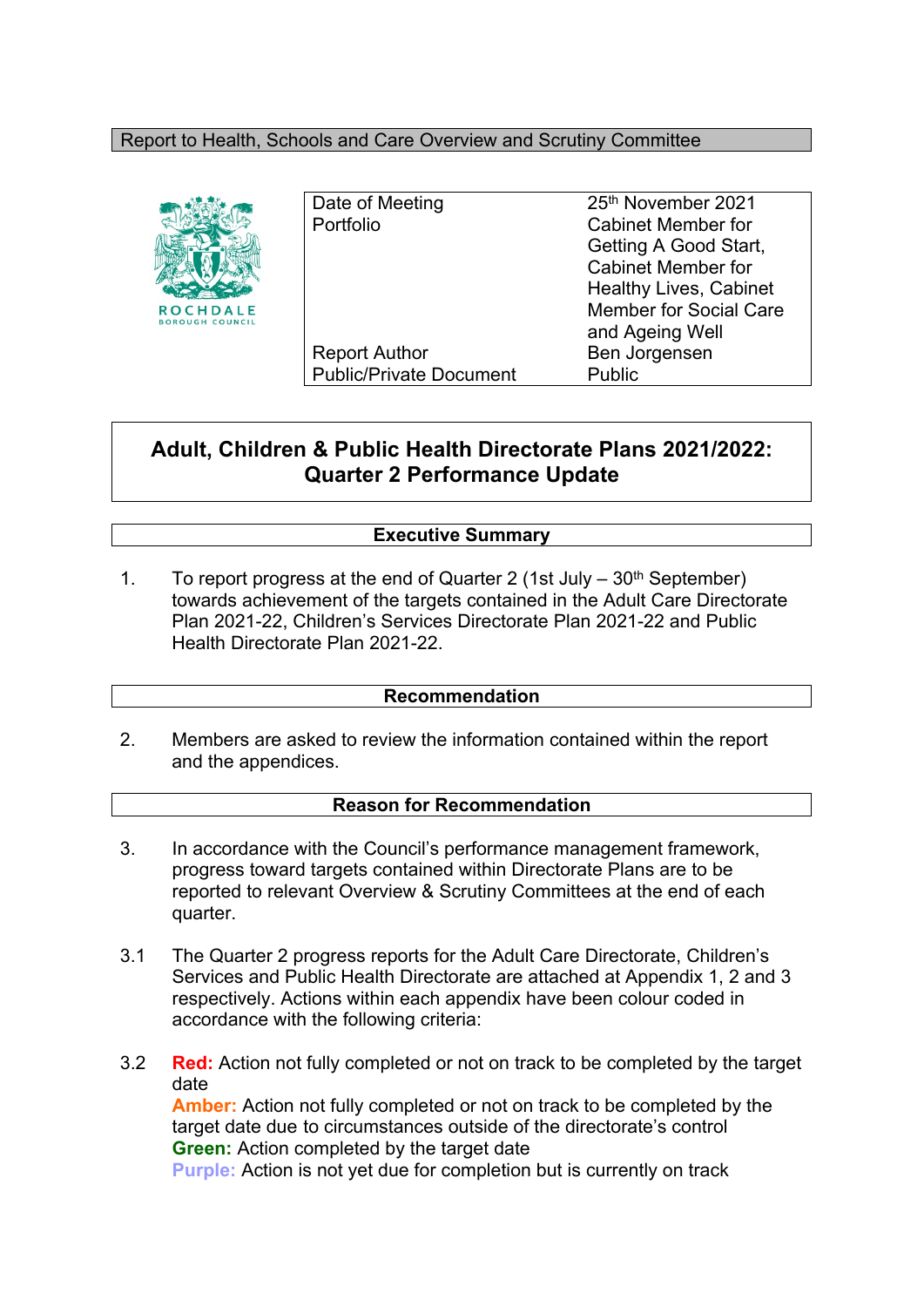Report to Health, Schools and Care Overview and Scrutiny Committee

ROCHDALE BOROUGH COUNCIL

| | |
|---|---|
| Date of Meeting | 25th November 2021 |
| Portfolio | Cabinet Member for Getting A Good Start, Cabinet Member for Healthy Lives, Cabinet Member for Social Care and Ageing Well |
| Report Author | Ben Jorgensen |
| Public/Private Document | Public |

# Adult, Children & Public Health Directorate Plans 2021/2022: Quarter 2 Performance Update

## Executive Summary

1. To report progress at the end of Quarter 2 (1st July – 30th September) towards achievement of the targets contained in the Adult Care Directorate Plan 2021-22, Children's Services Directorate Plan 2021-22 and Public Health Directorate Plan 2021-22.

## Recommendation

2. Members are asked to review the information contained within the report and the appendices.

## Reason for Recommendation

3. In accordance with the Council's performance management framework, progress toward targets contained within Directorate Plans are to be reported to relevant Overview & Scrutiny Committees at the end of each quarter.

3.1 The Quarter 2 progress reports for the Adult Care Directorate, Children's Services and Public Health Directorate are attached at Appendix 1, 2 and 3 respectively. Actions within each appendix have been colour coded in accordance with the following criteria:

3.2 **Red:** Action not fully completed or not on track to be completed by the target date
**Amber:** Action not fully completed or not on track to be completed by the target date due to circumstances outside of the directorate's control
**Green:** Action completed by the target date
**Purple:** Action is not yet due for completion but is currently on track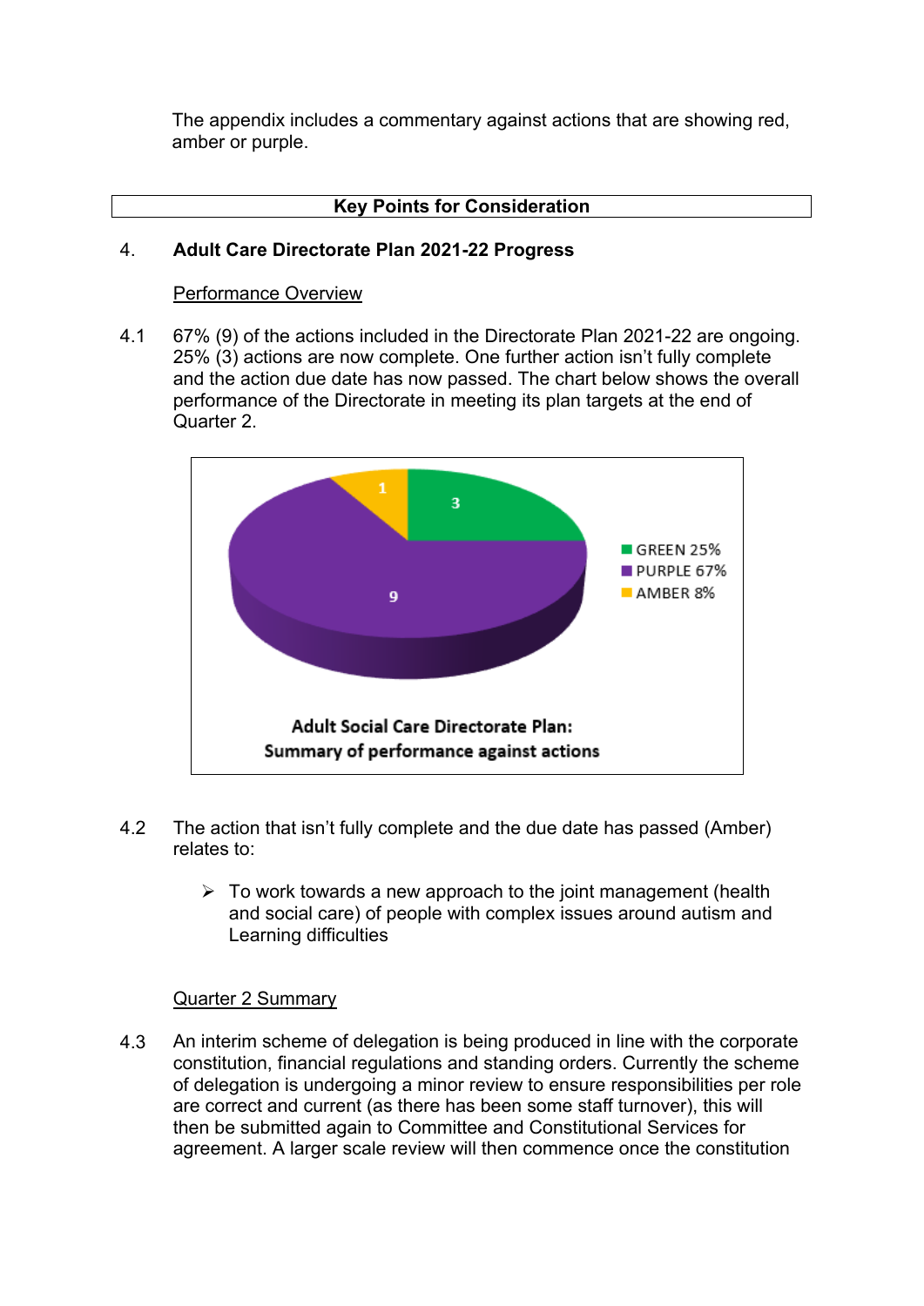The appendix includes a commentary against actions that are showing red, amber or purple.

**Key Points for Consideration**

## 4. Adult Care Directorate Plan 2021-22 Progress

Performance Overview

4.1 67% (9) of the actions included in the Directorate Plan 2021-22 are ongoing. 25% (3) actions are now complete. One further action isn't fully complete and the action due date has now passed. The chart below shows the overall performance of the Directorate in meeting its plan targets at the end of Quarter 2.

| Status | Number of actions | Percentage |
| --- | --- | --- |
| GREEN | 3 | 25% |
| PURPLE | 9 | 67% |
| AMBER | 1 | 8% |

**Adult Social Care Directorate Plan: Summary of performance against actions**

4.2 The action that isn't fully complete and the due date has passed (Amber) relates to:

- To work towards a new approach to the joint management (health and social care) of people with complex issues around autism and Learning difficulties

Quarter 2 Summary

4.3 An interim scheme of delegation is being produced in line with the corporate constitution, financial regulations and standing orders. Currently the scheme of delegation is undergoing a minor review to ensure responsibilities per role are correct and current (as there has been some staff turnover), this will then be submitted again to Committee and Constitutional Services for agreement. A larger scale review will then commence once the constitution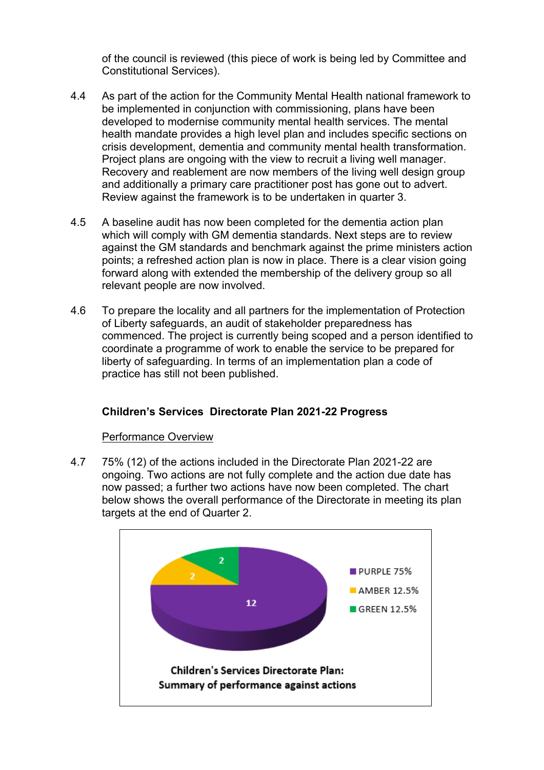of the council is reviewed (this piece of work is being led by Committee and Constitutional Services).

4.4 As part of the action for the Community Mental Health national framework to be implemented in conjunction with commissioning, plans have been developed to modernise community mental health services. The mental health mandate provides a high level plan and includes specific sections on crisis development, dementia and community mental health transformation. Project plans are ongoing with the view to recruit a living well manager. Recovery and reablement are now members of the living well design group and additionally a primary care practitioner post has gone out to advert. Review against the framework is to be undertaken in quarter 3.

4.5 A baseline audit has now been completed for the dementia action plan which will comply with GM dementia standards. Next steps are to review against the GM standards and benchmark against the prime ministers action points; a refreshed action plan is now in place. There is a clear vision going forward along with extended the membership of the delivery group so all relevant people are now involved.

4.6 To prepare the locality and all partners for the implementation of Protection of Liberty safeguards, an audit of stakeholder preparedness has commenced. The project is currently being scoped and a person identified to coordinate a programme of work to enable the service to be prepared for liberty of safeguarding. In terms of an implementation plan a code of practice has still not been published.

**Children's Services Directorate Plan 2021-22 Progress**

Performance Overview

4.7 75% (12) of the actions included in the Directorate Plan 2021-22 are ongoing. Two actions are not fully complete and the action due date has now passed; a further two actions have now been completed. The chart below shows the overall performance of the Directorate in meeting its plan targets at the end of Quarter 2.

| Status | Number | Percentage |
|---|---|---|
| PURPLE | 12 | 75% |
| AMBER | 2 | 12.5% |
| GREEN | 2 | 12.5% |

**Children's Services Directorate Plan: Summary of performance against actions**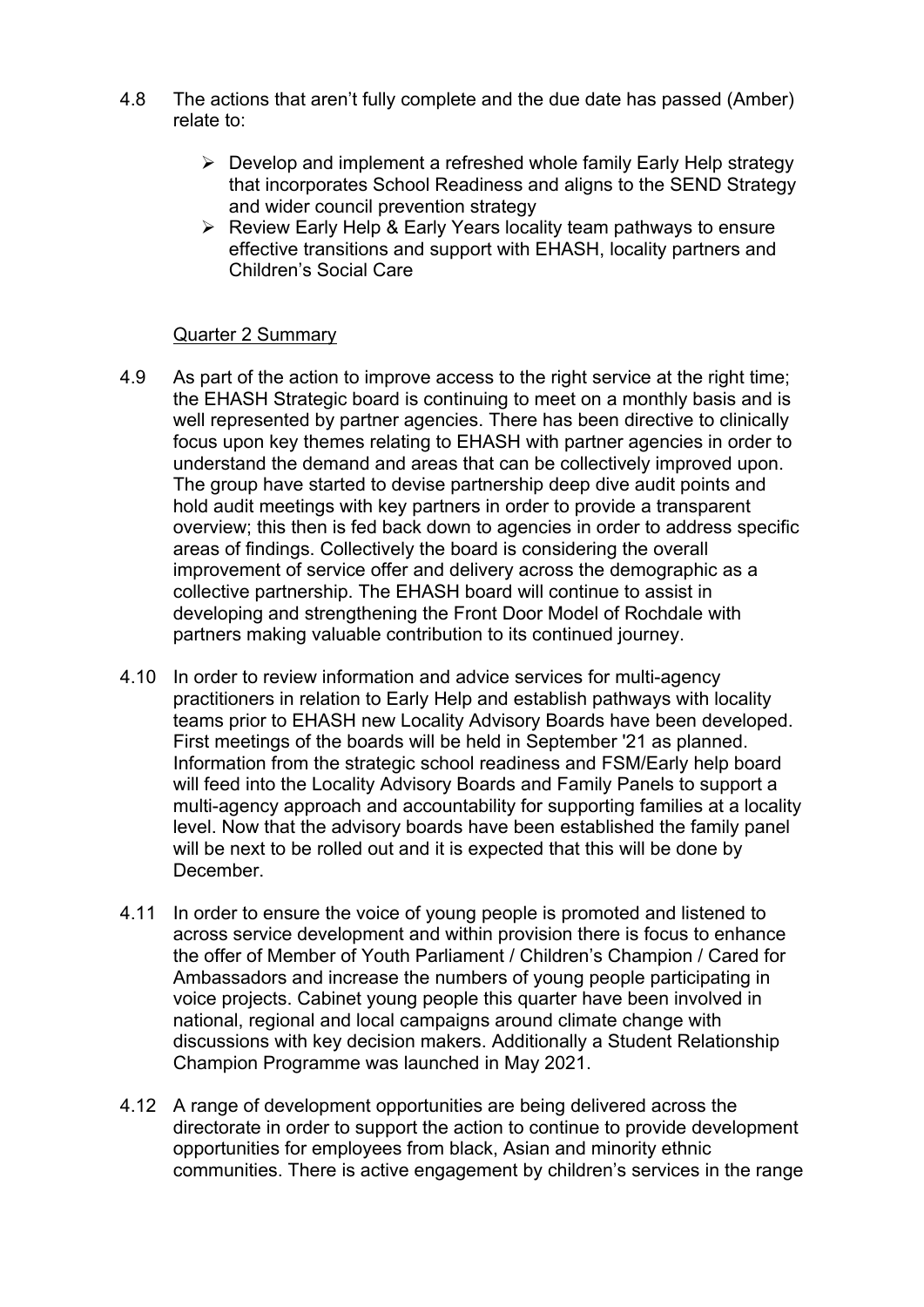4.8 The actions that aren't fully complete and the due date has passed (Amber) relate to:

- Develop and implement a refreshed whole family Early Help strategy that incorporates School Readiness and aligns to the SEND Strategy and wider council prevention strategy
- Review Early Help & Early Years locality team pathways to ensure effective transitions and support with EHASH, locality partners and Children's Social Care

Quarter 2 Summary

4.9 As part of the action to improve access to the right service at the right time; the EHASH Strategic board is continuing to meet on a monthly basis and is well represented by partner agencies. There has been directive to clinically focus upon key themes relating to EHASH with partner agencies in order to understand the demand and areas that can be collectively improved upon. The group have started to devise partnership deep dive audit points and hold audit meetings with key partners in order to provide a transparent overview; this then is fed back down to agencies in order to address specific areas of findings. Collectively the board is considering the overall improvement of service offer and delivery across the demographic as a collective partnership. The EHASH board will continue to assist in developing and strengthening the Front Door Model of Rochdale with partners making valuable contribution to its continued journey.

4.10 In order to review information and advice services for multi-agency practitioners in relation to Early Help and establish pathways with locality teams prior to EHASH new Locality Advisory Boards have been developed. First meetings of the boards will be held in September '21 as planned. Information from the strategic school readiness and FSM/Early help board will feed into the Locality Advisory Boards and Family Panels to support a multi-agency approach and accountability for supporting families at a locality level. Now that the advisory boards have been established the family panel will be next to be rolled out and it is expected that this will be done by December.

4.11 In order to ensure the voice of young people is promoted and listened to across service development and within provision there is focus to enhance the offer of Member of Youth Parliament / Children's Champion / Cared for Ambassadors and increase the numbers of young people participating in voice projects. Cabinet young people this quarter have been involved in national, regional and local campaigns around climate change with discussions with key decision makers. Additionally a Student Relationship Champion Programme was launched in May 2021.

4.12 A range of development opportunities are being delivered across the directorate in order to support the action to continue to provide development opportunities for employees from black, Asian and minority ethnic communities. There is active engagement by children's services in the range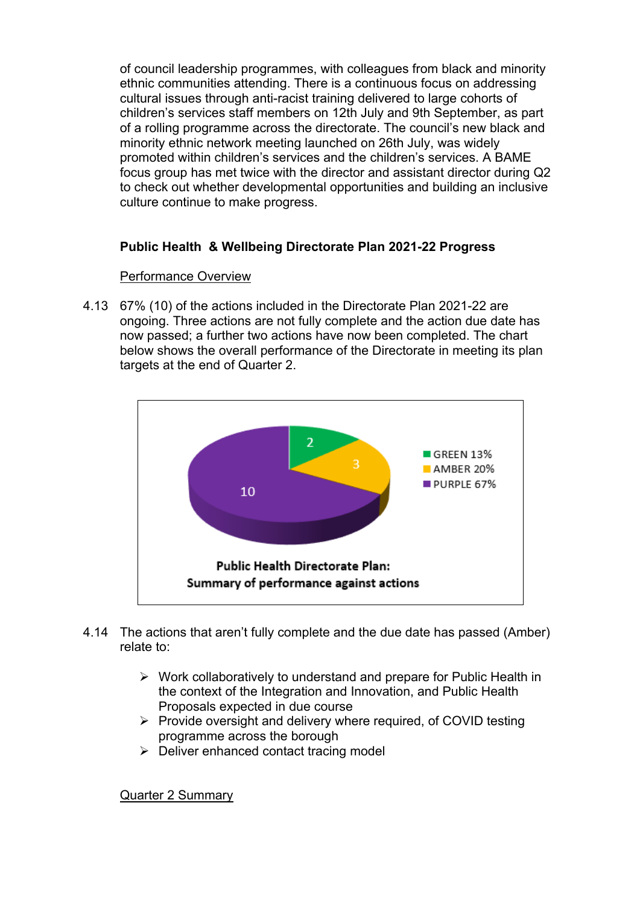of council leadership programmes, with colleagues from black and minority ethnic communities attending. There is a continuous focus on addressing cultural issues through anti-racist training delivered to large cohorts of children's services staff members on 12th July and 9th September, as part of a rolling programme across the directorate. The council's new black and minority ethnic network meeting launched on 26th July, was widely promoted within children's services and the children's services. A BAME focus group has met twice with the director and assistant director during Q2 to check out whether developmental opportunities and building an inclusive culture continue to make progress.

**Public Health & Wellbeing Directorate Plan 2021-22 Progress**

Performance Overview

4.13 67% (10) of the actions included in the Directorate Plan 2021-22 are ongoing. Three actions are not fully complete and the action due date has now passed; a further two actions have now been completed. The chart below shows the overall performance of the Directorate in meeting its plan targets at the end of Quarter 2.

| Status | Number of actions | Percentage |
| --- | --- | --- |
| GREEN | 2 | 13% |
| AMBER | 3 | 20% |
| PURPLE | 10 | 67% |

**Public Health Directorate Plan: Summary of performance against actions**

4.14 The actions that aren't fully complete and the due date has passed (Amber) relate to:

- Work collaboratively to understand and prepare for Public Health in the context of the Integration and Innovation, and Public Health Proposals expected in due course
- Provide oversight and delivery where required, of COVID testing programme across the borough
- Deliver enhanced contact tracing model

Quarter 2 Summary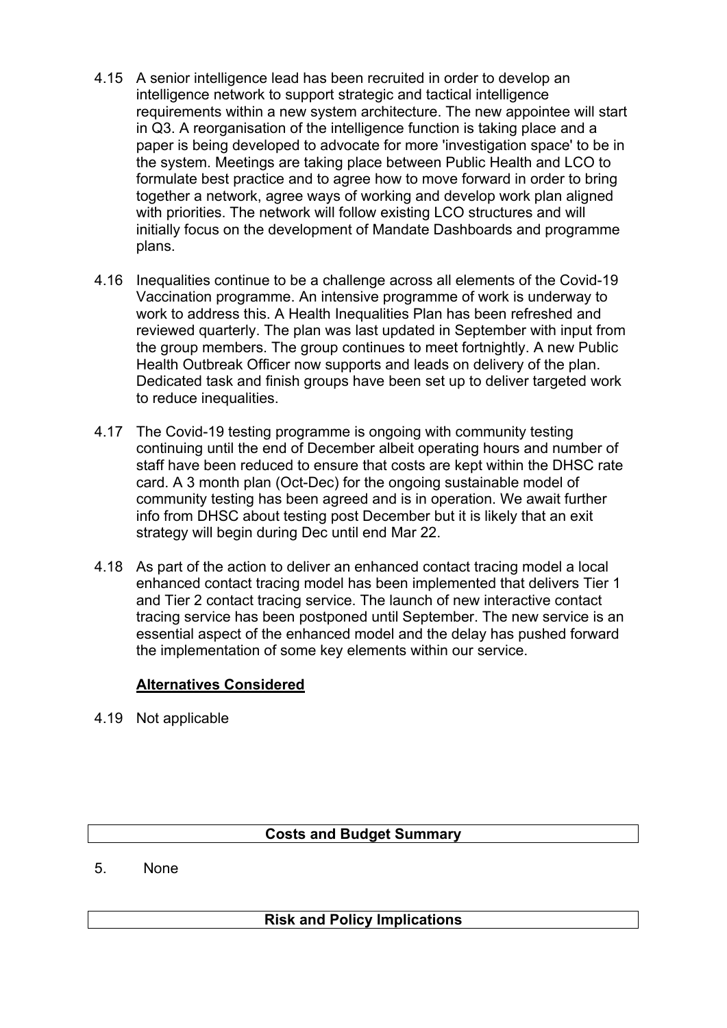4.15 A senior intelligence lead has been recruited in order to develop an intelligence network to support strategic and tactical intelligence requirements within a new system architecture. The new appointee will start in Q3. A reorganisation of the intelligence function is taking place and a paper is being developed to advocate for more 'investigation space' to be in the system. Meetings are taking place between Public Health and LCO to formulate best practice and to agree how to move forward in order to bring together a network, agree ways of working and develop work plan aligned with priorities. The network will follow existing LCO structures and will initially focus on the development of Mandate Dashboards and programme plans.

4.16 Inequalities continue to be a challenge across all elements of the Covid-19 Vaccination programme. An intensive programme of work is underway to work to address this. A Health Inequalities Plan has been refreshed and reviewed quarterly. The plan was last updated in September with input from the group members. The group continues to meet fortnightly. A new Public Health Outbreak Officer now supports and leads on delivery of the plan. Dedicated task and finish groups have been set up to deliver targeted work to reduce inequalities.

4.17 The Covid-19 testing programme is ongoing with community testing continuing until the end of December albeit operating hours and number of staff have been reduced to ensure that costs are kept within the DHSC rate card. A 3 month plan (Oct-Dec) for the ongoing sustainable model of community testing has been agreed and is in operation. We await further info from DHSC about testing post December but it is likely that an exit strategy will begin during Dec until end Mar 22.

4.18 As part of the action to deliver an enhanced contact tracing model a local enhanced contact tracing model has been implemented that delivers Tier 1 and Tier 2 contact tracing service. The launch of new interactive contact tracing service has been postponed until September. The new service is an essential aspect of the enhanced model and the delay has pushed forward the implementation of some key elements within our service.

**<u>Alternatives Considered</u>**

4.19 Not applicable

| **Costs and Budget Summary** |
|---|

5. None

| **Risk and Policy Implications** |
|---|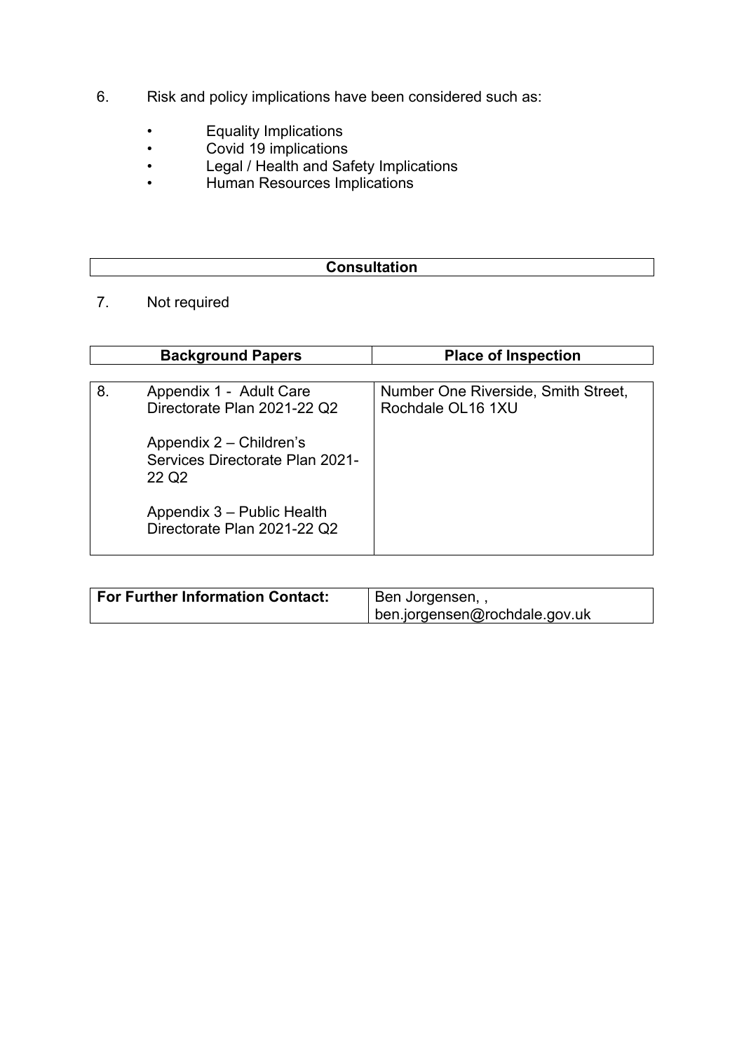6. Risk and policy implications have been considered such as:

- Equality Implications
- Covid 19 implications
- Legal / Health and Safety Implications
- Human Resources Implications

## Consultation

7. Not required

| | Background Papers | Place of Inspection |
|---|---|---|
| 8. | Appendix 1 - Adult Care Directorate Plan 2021-22 Q2<br><br>Appendix 2 – Children's Services Directorate Plan 2021-22 Q2<br><br>Appendix 3 – Public Health Directorate Plan 2021-22 Q2 | Number One Riverside, Smith Street, Rochdale OL16 1XU |

| For Further Information Contact: | Ben Jorgensen, , ben.jorgensen@rochdale.gov.uk |
|---|---|